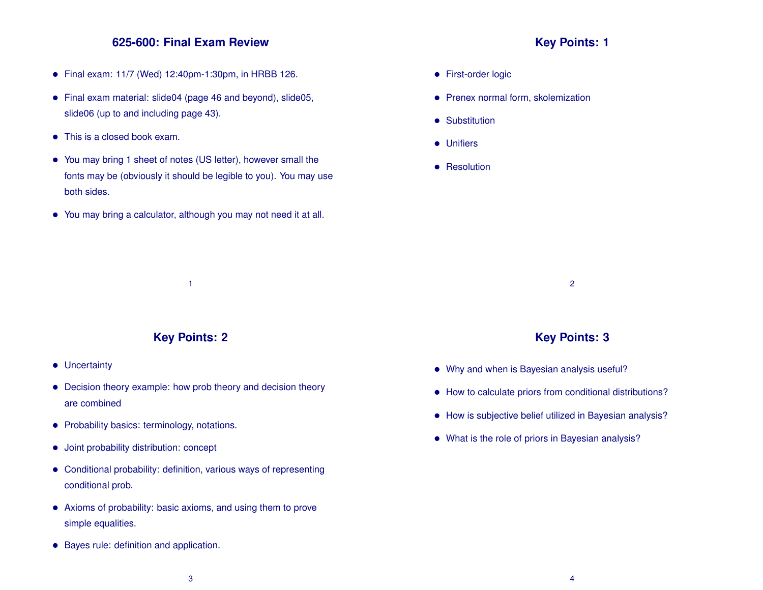# 625-600: Final Exam Review

- Final exam: 11/7 (Wed) 12:40pm-1:30pm, in HRBB 126.
- Final exam material: slide04 (page 46 and beyond), slide05, slide06 (up to and including page 43).
- This is a closed book exam.
- You may bring 1 sheet of notes (US letter), however small the fonts may be (obviously it should be legible to you). You may use both sides.
- You may bring a calculator, although you may not need it at all.

# Key Points: 1

- First-order logic
- Prenex normal form, skolemization
- Substitution
- Unifiers
- Resolution

# Key Points: 2

- Uncertainty
- Decision theory example: how prob theory and decision theory are combined
- Probability basics: terminology, notations.
- Joint probability distribution: concept
- Conditional probability: definition, various ways of representing conditional prob.
- Axioms of probability: basic axioms, and using them to prove simple equalities.
- Bayes rule: definition and application.

# Key Points: 3

- Why and when is Bayesian analysis useful?
- How to calculate priors from conditional distributions?
- How is subjective belief utilized in Bayesian analysis?
- What is the role of priors in Bayesian analysis?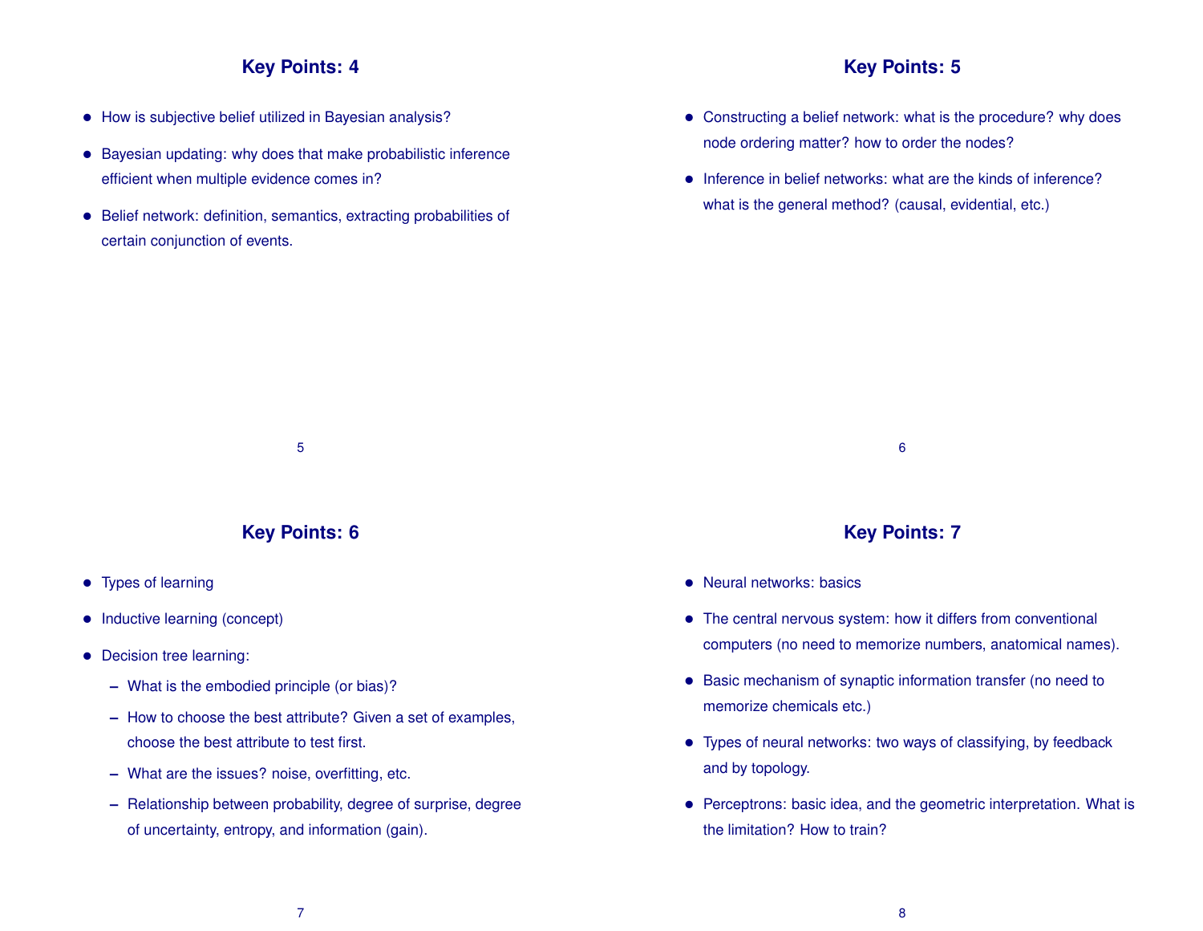## Key Points: 4

- How is subjective belief utilized in Bayesian analysis?
- Bayesian updating: why does that make probabilistic inference efficient when multiple evidence comes in?
- Belief network: definition, semantics, extracting probabilities of certain conjunction of events.

## Key Points: 5

- Constructing a belief network: what is the procedure? why does node ordering matter? how to order the nodes?
- Inference in belief networks: what are the kinds of inference? what is the general method? (causal, evidential, etc.)

## Key Points: 6

- Types of learning
- Inductive learning (concept)
- Decision tree learning:
  - What is the embodied principle (or bias)?
  - How to choose the best attribute? Given a set of examples, choose the best attribute to test first.
  - What are the issues? noise, overfitting, etc.
  - Relationship between probability, degree of surprise, degree of uncertainty, entropy, and information (gain).

## Key Points: 7

- Neural networks: basics
- The central nervous system: how it differs from conventional computers (no need to memorize numbers, anatomical names).
- Basic mechanism of synaptic information transfer (no need to memorize chemicals etc.)
- Types of neural networks: two ways of classifying, by feedback and by topology.
- Perceptrons: basic idea, and the geometric interpretation. What is the limitation? How to train?